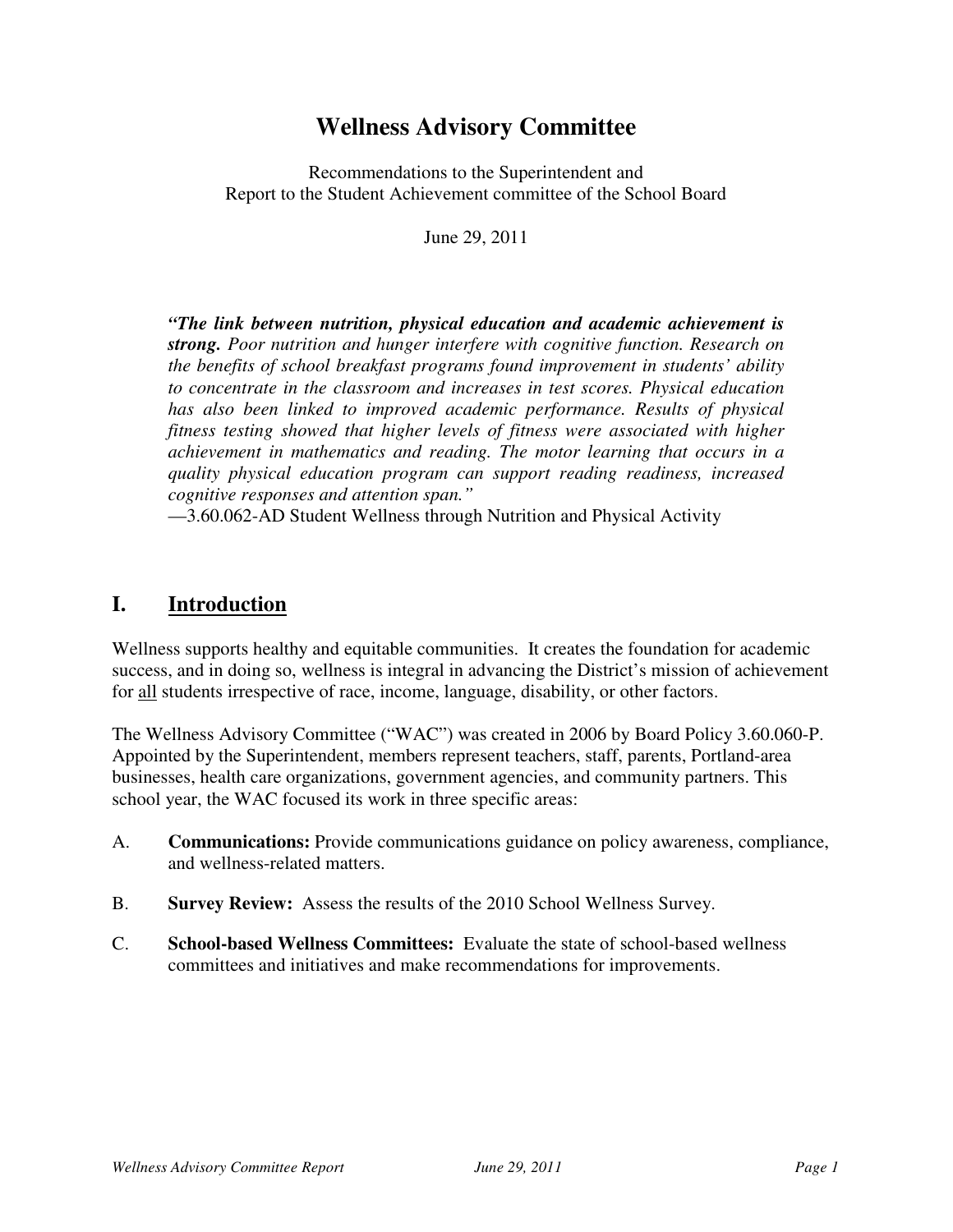# Wellness Advisory Committee

Recommendations to the Superintendent and
Report to the Student Achievement committee of the School Board

June 29, 2011

> ***"The link between nutrition, physical education and academic achievement is strong.*** *Poor nutrition and hunger interfere with cognitive function. Research on the benefits of school breakfast programs found improvement in students' ability to concentrate in the classroom and increases in test scores. Physical education has also been linked to improved academic performance. Results of physical fitness testing showed that higher levels of fitness were associated with higher achievement in mathematics and reading. The motor learning that occurs in a quality physical education program can support reading readiness, increased cognitive responses and attention span."*
>
> —3.60.062-AD Student Wellness through Nutrition and Physical Activity

## I. Introduction

Wellness supports healthy and equitable communities. It creates the foundation for academic success, and in doing so, wellness is integral in advancing the District's mission of achievement for all students irrespective of race, income, language, disability, or other factors.

The Wellness Advisory Committee ("WAC") was created in 2006 by Board Policy 3.60.060-P. Appointed by the Superintendent, members represent teachers, staff, parents, Portland-area businesses, health care organizations, government agencies, and community partners. This school year, the WAC focused its work in three specific areas:

A. **Communications:** Provide communications guidance on policy awareness, compliance, and wellness-related matters.

B. **Survey Review:** Assess the results of the 2010 School Wellness Survey.

C. **School-based Wellness Committees:** Evaluate the state of school-based wellness committees and initiatives and make recommendations for improvements.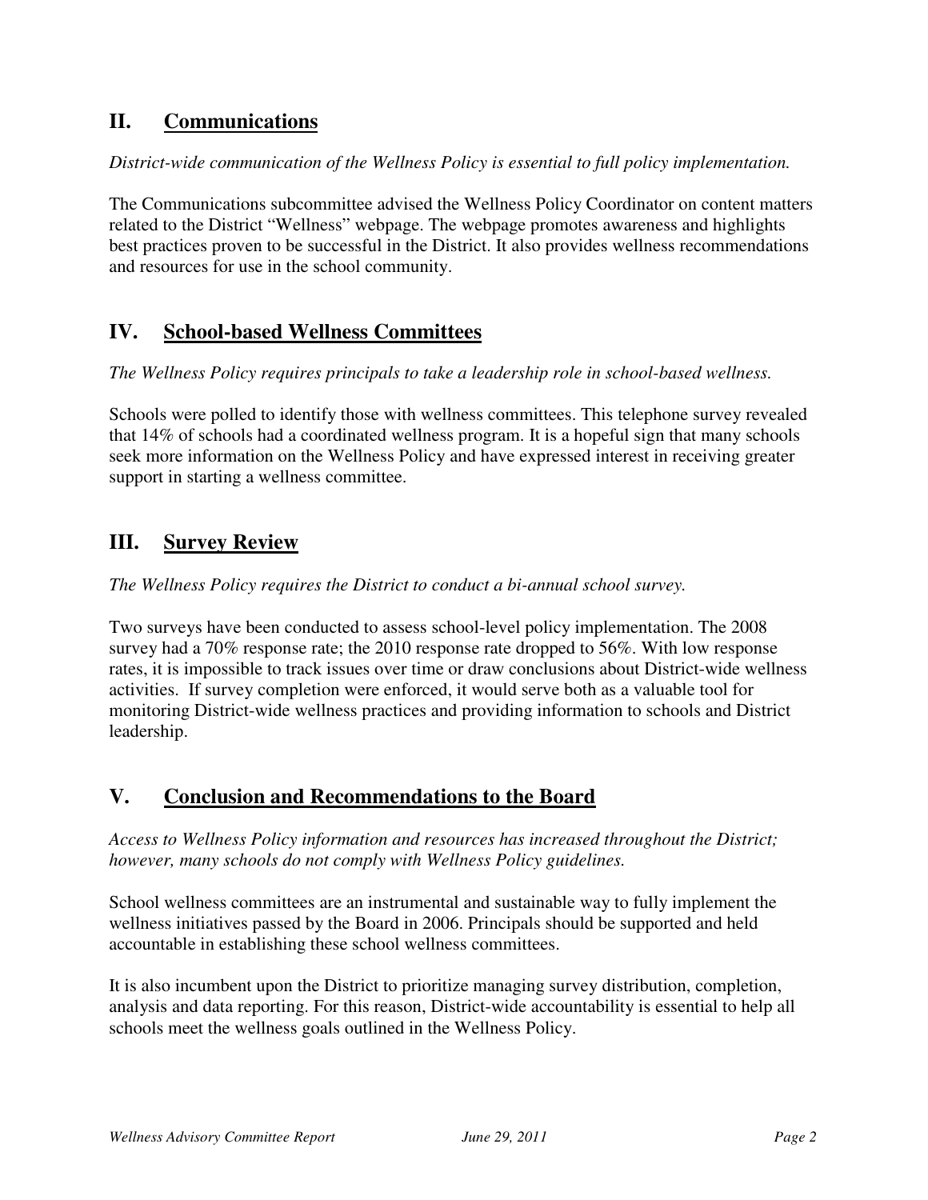## II. Communications

*District-wide communication of the Wellness Policy is essential to full policy implementation.*

The Communications subcommittee advised the Wellness Policy Coordinator on content matters related to the District "Wellness" webpage. The webpage promotes awareness and highlights best practices proven to be successful in the District. It also provides wellness recommendations and resources for use in the school community.

## IV. School-based Wellness Committees

*The Wellness Policy requires principals to take a leadership role in school-based wellness.*

Schools were polled to identify those with wellness committees. This telephone survey revealed that 14% of schools had a coordinated wellness program. It is a hopeful sign that many schools seek more information on the Wellness Policy and have expressed interest in receiving greater support in starting a wellness committee.

## III. Survey Review

*The Wellness Policy requires the District to conduct a bi-annual school survey.*

Two surveys have been conducted to assess school-level policy implementation. The 2008 survey had a 70% response rate; the 2010 response rate dropped to 56%. With low response rates, it is impossible to track issues over time or draw conclusions about District-wide wellness activities. If survey completion were enforced, it would serve both as a valuable tool for monitoring District-wide wellness practices and providing information to schools and District leadership.

## V. Conclusion and Recommendations to the Board

*Access to Wellness Policy information and resources has increased throughout the District; however, many schools do not comply with Wellness Policy guidelines.*

School wellness committees are an instrumental and sustainable way to fully implement the wellness initiatives passed by the Board in 2006. Principals should be supported and held accountable in establishing these school wellness committees.

It is also incumbent upon the District to prioritize managing survey distribution, completion, analysis and data reporting. For this reason, District-wide accountability is essential to help all schools meet the wellness goals outlined in the Wellness Policy.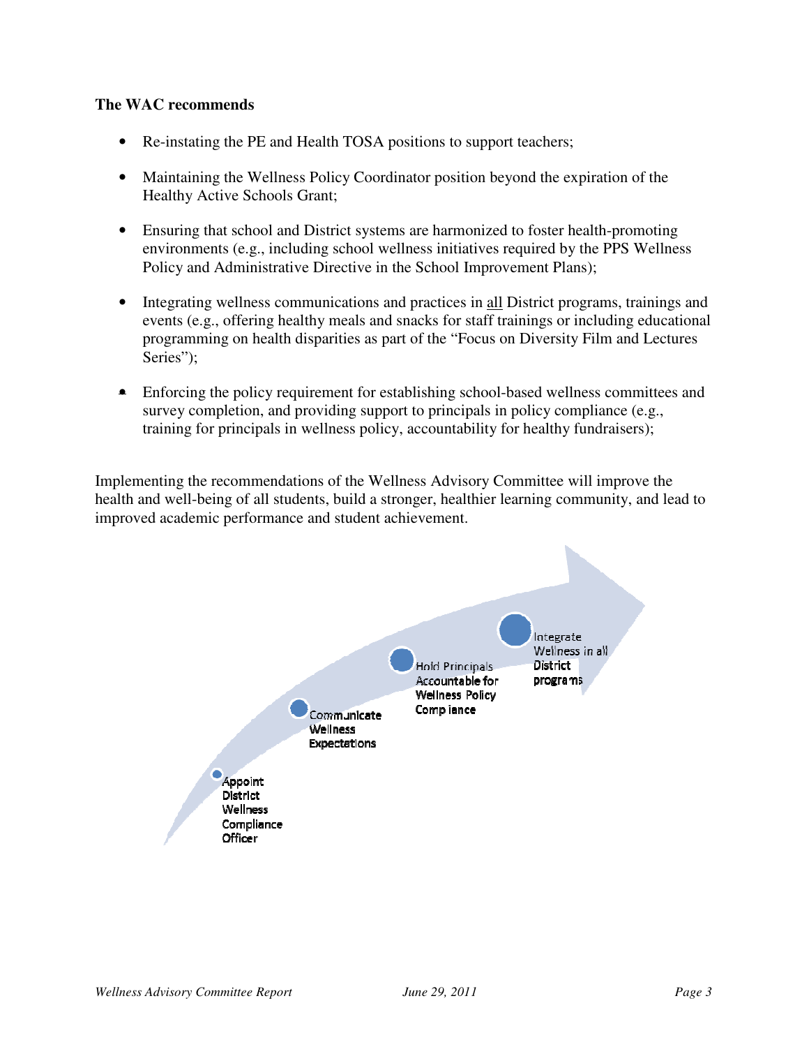**The WAC recommends**

- Re-instating the PE and Health TOSA positions to support teachers;
- Maintaining the Wellness Policy Coordinator position beyond the expiration of the Healthy Active Schools Grant;
- Ensuring that school and District systems are harmonized to foster health-promoting environments (e.g., including school wellness initiatives required by the PPS Wellness Policy and Administrative Directive in the School Improvement Plans);
- Integrating wellness communications and practices in <u>all</u> District programs, trainings and events (e.g., offering healthy meals and snacks for staff trainings or including educational programming on health disparities as part of the "Focus on Diversity Film and Lectures Series");
- Enforcing the policy requirement for establishing school-based wellness committees and survey completion, and providing support to principals in policy compliance (e.g., training for principals in wellness policy, accountability for healthy fundraisers);

Implementing the recommendations of the Wellness Advisory Committee will improve the health and well-being of all students, build a stronger, healthier learning community, and lead to improved academic performance and student achievement.

Appoint District Wellness Compliance Officer

Communicate Wellness Expectations

Hold Principals Accountable for Wellness Policy Compliance

Integrate Wellness in all District programs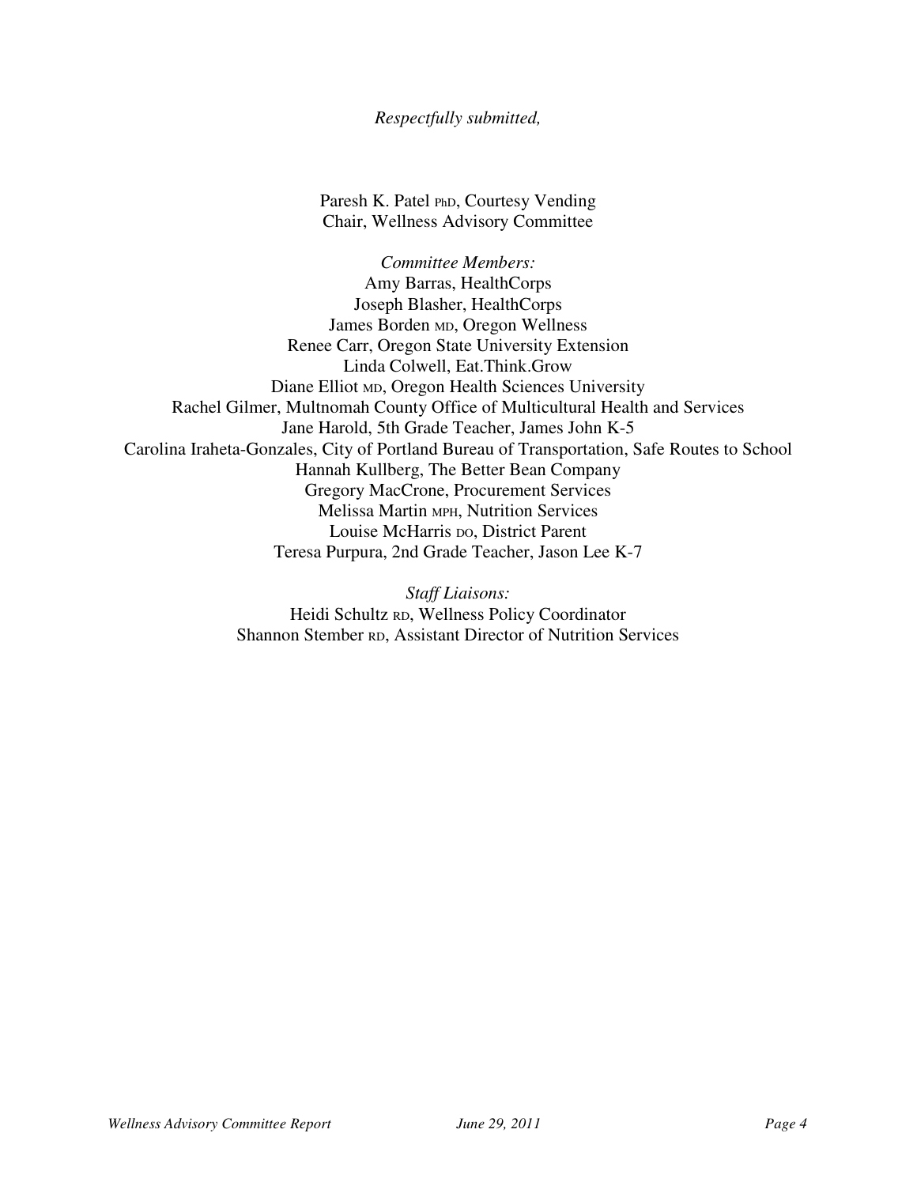*Respectfully submitted,*

Paresh K. Patel PhD, Courtesy Vending
Chair, Wellness Advisory Committee

*Committee Members:*
Amy Barras, HealthCorps
Joseph Blasher, HealthCorps
James Borden MD, Oregon Wellness
Renee Carr, Oregon State University Extension
Linda Colwell, Eat.Think.Grow
Diane Elliot MD, Oregon Health Sciences University
Rachel Gilmer, Multnomah County Office of Multicultural Health and Services
Jane Harold, 5th Grade Teacher, James John K-5
Carolina Iraheta-Gonzales, City of Portland Bureau of Transportation, Safe Routes to School
Hannah Kullberg, The Better Bean Company
Gregory MacCrone, Procurement Services
Melissa Martin MPH, Nutrition Services
Louise McHarris DO, District Parent
Teresa Purpura, 2nd Grade Teacher, Jason Lee K-7

*Staff Liaisons:*
Heidi Schultz RD, Wellness Policy Coordinator
Shannon Stember RD, Assistant Director of Nutrition Services